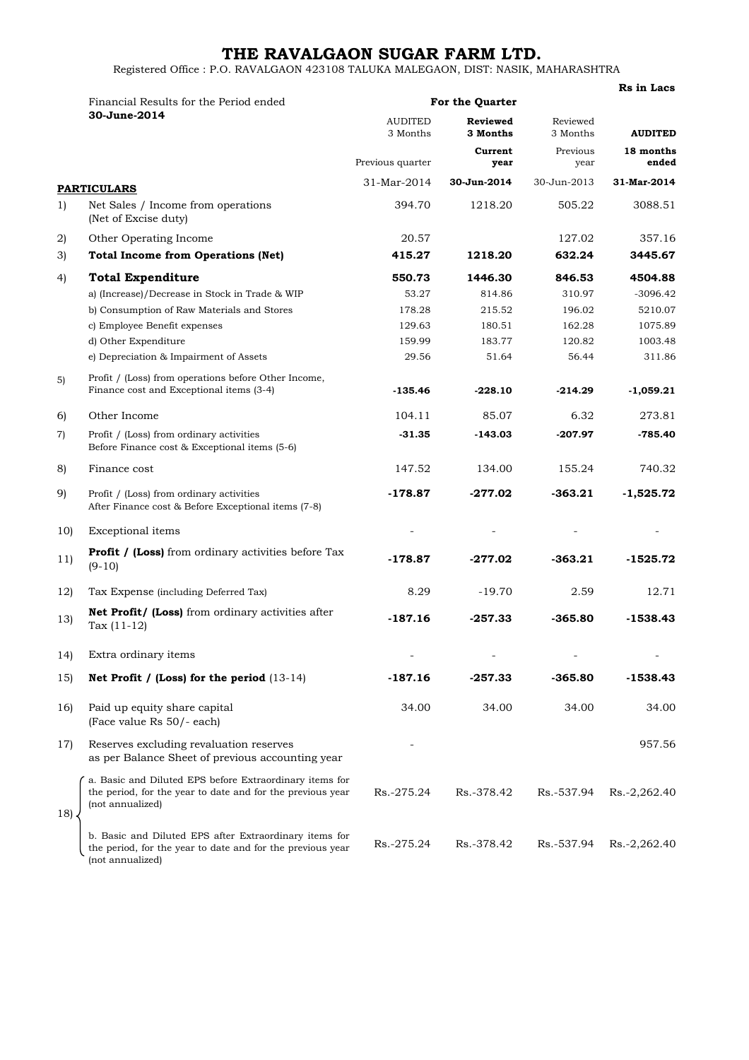# THE RAVALGAON SUGAR FARM LTD.

Registered Office : P.O. RAVALGAON 423108 TALUKA MALEGAON, DIST: NASIK, MAHARASHTRA

**Rs in Lacs**

| | Financial Results for the Period ended **30-June-2014** | For the Quarter | | | |
|---|---|---|---|---|---|
| | | AUDITED 3 Months | **Reviewed 3 Months** | Reviewed 3 Months | **AUDITED** |
| | | Previous quarter | **Current year** | Previous year | **18 months ended** |
| | **PARTICULARS** | 31-Mar-2014 | **30-Jun-2014** | 30-Jun-2013 | **31-Mar-2014** |
| 1) | Net Sales / Income from operations (Net of Excise duty) | 394.70 | 1218.20 | 505.22 | 3088.51 |
| 2) | Other Operating Income | 20.57 | | 127.02 | 357.16 |
| 3) | **Total Income from Operations (Net)** | **415.27** | **1218.20** | **632.24** | **3445.67** |
| 4) | **Total Expenditure** | **550.73** | **1446.30** | **846.53** | **4504.88** |
| | a) (Increase)/Decrease in Stock in Trade & WIP | 53.27 | 814.86 | 310.97 | -3096.42 |
| | b) Consumption of Raw Materials and Stores | 178.28 | 215.52 | 196.02 | 5210.07 |
| | c) Employee Benefit expenses | 129.63 | 180.51 | 162.28 | 1075.89 |
| | d) Other Expenditure | 159.99 | 183.77 | 120.82 | 1003.48 |
| | e) Depreciation & Impairment of Assets | 29.56 | 51.64 | 56.44 | 311.86 |
| 5) | Profit / (Loss) from operations before Other Income, Finance cost and Exceptional items (3-4) | **-135.46** | **-228.10** | **-214.29** | **-1,059.21** |
| 6) | Other Income | 104.11 | 85.07 | 6.32 | 273.81 |
| 7) | Profit / (Loss) from ordinary activities Before Finance cost & Exceptional items (5-6) | **-31.35** | **-143.03** | **-207.97** | **-785.40** |
| 8) | Finance cost | 147.52 | 134.00 | 155.24 | 740.32 |
| 9) | Profit / (Loss) from ordinary activities After Finance cost & Before Exceptional items (7-8) | **-178.87** | **-277.02** | **-363.21** | **-1,525.72** |
| 10) | Exceptional items | - | - | - | - |
| 11) | **Profit / (Loss)** from ordinary activities before Tax (9-10) | **-178.87** | **-277.02** | **-363.21** | **-1525.72** |
| 12) | Tax Expense (including Deferred Tax) | 8.29 | -19.70 | 2.59 | 12.71 |
| 13) | **Net Profit/ (Loss)** from ordinary activities after Tax (11-12) | **-187.16** | **-257.33** | **-365.80** | **-1538.43** |
| 14) | Extra ordinary items | - | - | - | - |
| 15) | **Net Profit / (Loss) for the period** (13-14) | **-187.16** | **-257.33** | **-365.80** | **-1538.43** |
| 16) | Paid up equity share capital (Face value Rs 50/- each) | 34.00 | 34.00 | 34.00 | 34.00 |
| 17) | Reserves excluding revaluation reserves as per Balance Sheet of previous accounting year | - | | | 957.56 |
| 18) | a. Basic and Diluted EPS before Extraordinary items for the period, for the year to date and for the previous year (not annualized) | Rs.-275.24 | Rs.-378.42 | Rs.-537.94 | Rs.-2,262.40 |
| | b. Basic and Diluted EPS after Extraordinary items for the period, for the year to date and for the previous year (not annualized) | Rs.-275.24 | Rs.-378.42 | Rs.-537.94 | Rs.-2,262.40 |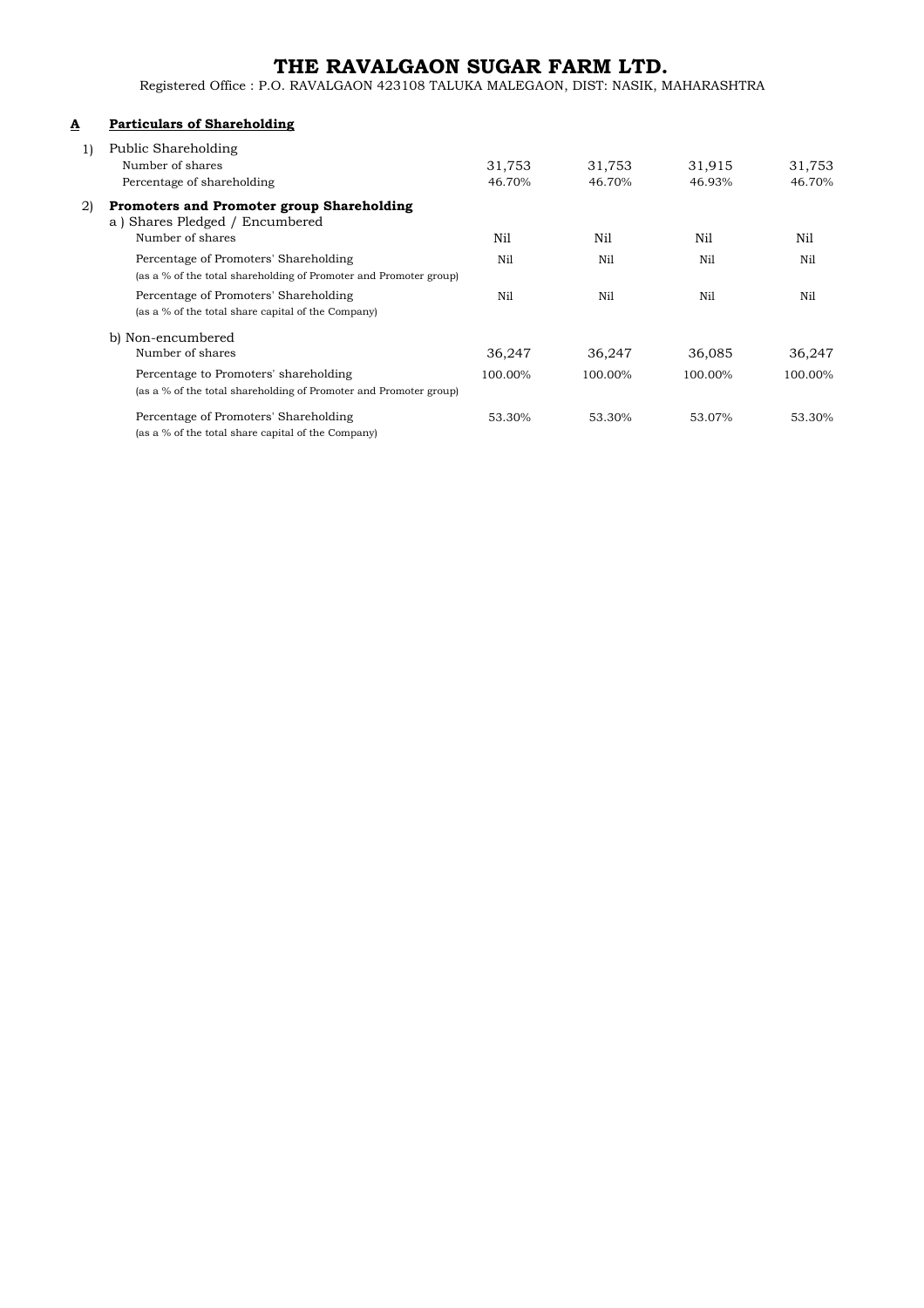# THE RAVALGAON SUGAR FARM LTD.

Registered Office : P.O. RAVALGAON 423108 TALUKA MALEGAON, DIST: NASIK, MAHARASHTRA

| | | | | | |
|---|---|---|---|---|---|
| **A** | **Particulars of Shareholding** | | | | |
| 1) | Public Shareholding | | | | |
| | Number of shares | 31,753 | 31,753 | 31,915 | 31,753 |
| | Percentage of shareholding | 46.70% | 46.70% | 46.93% | 46.70% |
| 2) | **Promoters and Promoter group Shareholding** | | | | |
| | a ) Shares Pledged / Encumbered | | | | |
| | Number of shares | Nil | Nil | Nil | Nil |
| | Percentage of Promoters' Shareholding (as a % of the total shareholding of Promoter and Promoter group) | Nil | Nil | Nil | Nil |
| | Percentage of Promoters' Shareholding (as a % of the total share capital of the Company) | Nil | Nil | Nil | Nil |
| | b) Non-encumbered | | | | |
| | Number of shares | 36,247 | 36,247 | 36,085 | 36,247 |
| | Percentage to Promoters' shareholding (as a % of the total shareholding of Promoter and Promoter group) | 100.00% | 100.00% | 100.00% | 100.00% |
| | Percentage of Promoters' Shareholding (as a % of the total share capital of the Company) | 53.30% | 53.30% | 53.07% | 53.30% |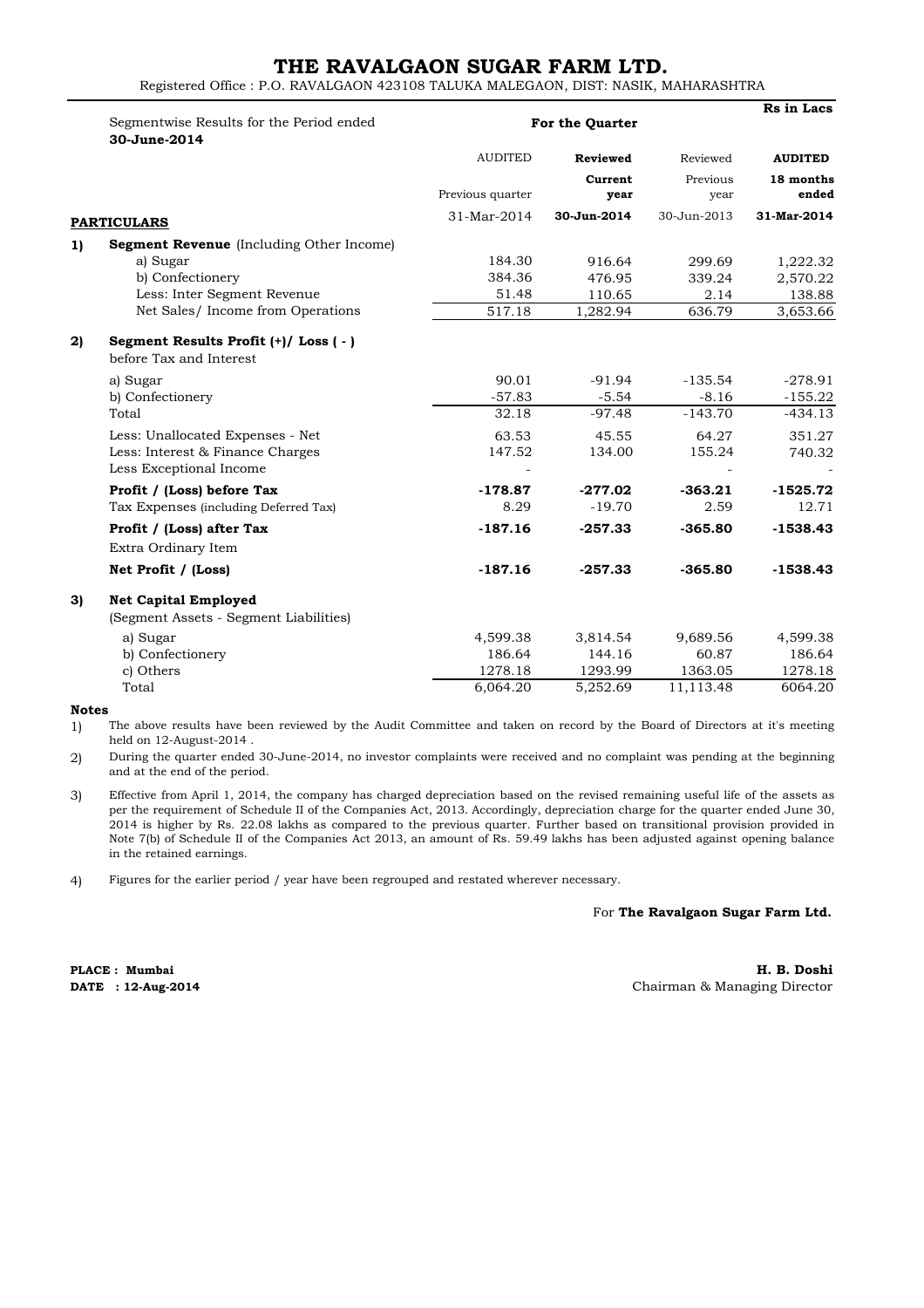# THE RAVALGAON SUGAR FARM LTD.

Registered Office : P.O. RAVALGAON 423108 TALUKA MALEGAON, DIST: NASIK, MAHARASHTRA

**Rs in Lacs**

| | Segmentwise Results for the Period ended **30-June-2014** | For the Quarter | | | |
|---|---|---|---|---|---|
| | | AUDITED | **Reviewed** | Reviewed | **AUDITED** |
| | | Previous quarter | **Current year** | Previous year | **18 months ended** |
| | **PARTICULARS** | 31-Mar-2014 | **30-Jun-2014** | 30-Jun-2013 | **31-Mar-2014** |
| **1)** | **Segment Revenue** (Including Other Income) | | | | |
| | a) Sugar | 184.30 | 916.64 | 299.69 | 1,222.32 |
| | b) Confectionery | 384.36 | 476.95 | 339.24 | 2,570.22 |
| | Less: Inter Segment Revenue | 51.48 | 110.65 | 2.14 | 138.88 |
| | Net Sales/ Income from Operations | 517.18 | 1,282.94 | 636.79 | 3,653.66 |
| **2)** | **Segment Results Profit (+)/ Loss ( - )** before Tax and Interest | | | | |
| | a) Sugar | 90.01 | -91.94 | -135.54 | -278.91 |
| | b) Confectionery | -57.83 | -5.54 | -8.16 | -155.22 |
| | Total | 32.18 | -97.48 | -143.70 | -434.13 |
| | Less: Unallocated Expenses - Net | 63.53 | 45.55 | 64.27 | 351.27 |
| | Less: Interest & Finance Charges | 147.52 | 134.00 | 155.24 | 740.32 |
| | Less Exceptional Income | - | | - | - |
| | **Profit / (Loss) before Tax** | **-178.87** | **-277.02** | **-363.21** | **-1525.72** |
| | Tax Expenses (including Deferred Tax) | 8.29 | -19.70 | 2.59 | 12.71 |
| | **Profit / (Loss) after Tax** | **-187.16** | **-257.33** | **-365.80** | **-1538.43** |
| | Extra Ordinary Item | | | | |
| | **Net Profit / (Loss)** | **-187.16** | **-257.33** | **-365.80** | **-1538.43** |
| **3)** | **Net Capital Employed** (Segment Assets - Segment Liabilities) | | | | |
| | a) Sugar | 4,599.38 | 3,814.54 | 9,689.56 | 4,599.38 |
| | b) Confectionery | 186.64 | 144.16 | 60.87 | 186.64 |
| | c) Others | 1278.18 | 1293.99 | 1363.05 | 1278.18 |
| | Total | 6,064.20 | 5,252.69 | 11,113.48 | 6064.20 |

**Notes**

1) The above results have been reviewed by the Audit Committee and taken on record by the Board of Directors at it's meeting held on 12-August-2014 .

2) During the quarter ended 30-June-2014, no investor complaints were received and no complaint was pending at the beginning and at the end of the period.

3) Effective from April 1, 2014, the company has charged depreciation based on the revised remaining useful life of the assets as per the requirement of Schedule II of the Companies Act, 2013. Accordingly, depreciation charge for the quarter ended June 30, 2014 is higher by Rs. 22.08 lakhs as compared to the previous quarter. Further based on transitional provision provided in Note 7(b) of Schedule II of the Companies Act 2013, an amount of Rs. 59.49 lakhs has been adjusted against opening balance in the retained earnings.

4) Figures for the earlier period / year have been regrouped and restated wherever necessary.

For **The Ravalgaon Sugar Farm Ltd.**

**PLACE : Mumbai**
**DATE : 12-Aug-2014**

**H. B. Doshi**
Chairman & Managing Director